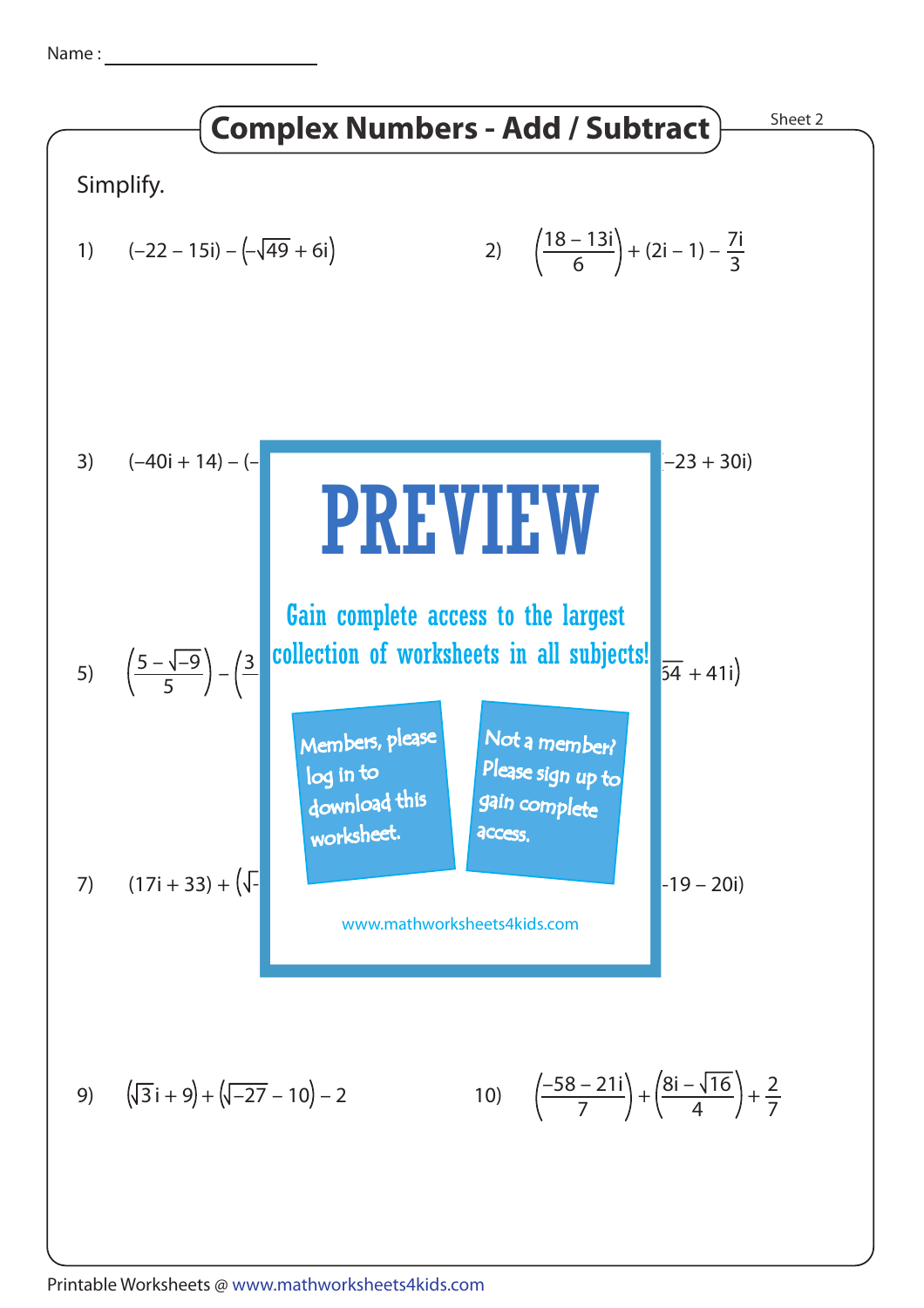Name : ____________________

# Complex Numbers - Add / Subtract

Sheet 2

Simplify.

1) $(-22 - 15i) - \left(-\sqrt{49} + 6i\right)$

2) $\left(\frac{18 - 13i}{6}\right) + (2i - 1) - \frac{7i}{3}$

3) $(-40i + 14) - (-$ ... $-23 + 30i)$

5) $\left(\frac{5 - \sqrt{-9}}{5}\right) - \left(\frac{3}{}\right.$ ... $\left.\overline{54} + 41i\right)$

7) $(17i + 33) + \left(\sqrt{-}\right.$ ... $-19 - 20i)$

PREVIEW

Gain complete access to the largest collection of worksheets in all subjects!

Members, please log in to download this worksheet.

Not a member? Please sign up to gain complete access.

www.mathworksheets4kids.com

9) $\left(\sqrt{3}\,i + 9\right) + \left(\sqrt{-27} - 10\right) - 2$

10) $\left(\frac{-58 - 21i}{7}\right) + \left(\frac{8i - \sqrt{16}}{4}\right) + \frac{2}{7}$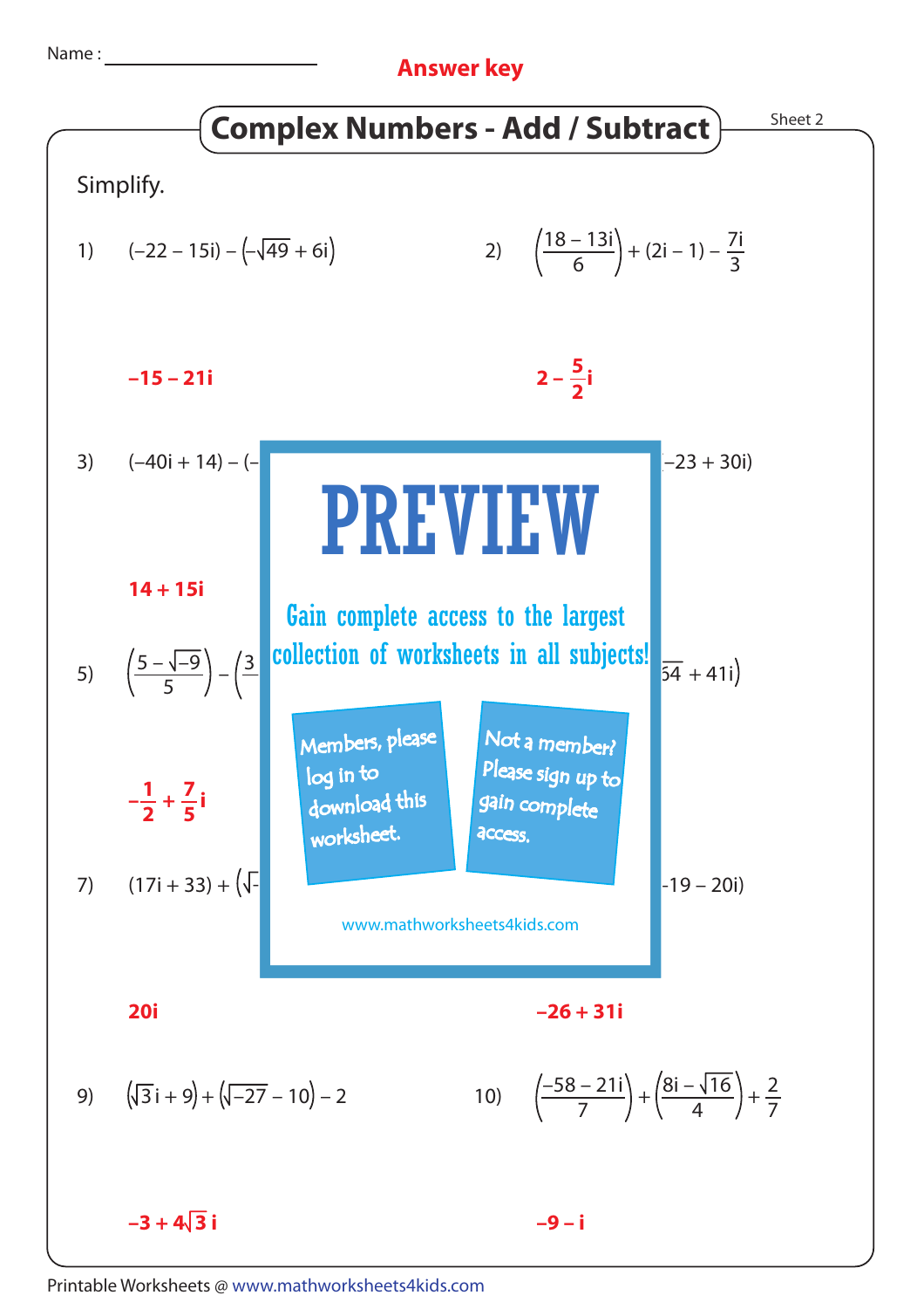Name : ____________________

**Answer key**

# Complex Numbers - Add / Subtract

Sheet 2

Simplify.

1) $(-22 - 15i) - \left(-\sqrt{49} + 6i\right)$

**$-15 - 21i$**

2) $\left(\dfrac{18 - 13i}{6}\right) + (2i - 1) - \dfrac{7i}{3}$

**$2 - \dfrac{5}{2}i$**

3) $(-40i + 14) - (-$

$-23 + 30i)$

**$14 + 15i$**

PREVIEW

Gain complete access to the largest collection of worksheets in all subjects!

Members, please log in to download this worksheet.

Not a member? Please sign up to gain complete access.

www.mathworksheets4kids.com

5) $\left(\dfrac{5 - \sqrt{-9}}{5}\right) - \left(\dfrac{3}{}\right.$

$\overline{64} + 41i)$

**$-\dfrac{1}{2} + \dfrac{7}{5}i$**

7) $(17i + 33) + \left(\sqrt{-}\right.$

$-19 - 20i)$

**$20i$**

**$-26 + 31i$**

9) $\left(\sqrt{3}i + 9\right) + \left(\sqrt{-27} - 10\right) - 2$

**$-3 + 4\sqrt{3}\,i$**

10) $\left(\dfrac{-58 - 21i}{7}\right) + \left(\dfrac{8i - \sqrt{16}}{4}\right) + \dfrac{2}{7}$

**$-9 - i$**

Printable Worksheets @ www.mathworksheets4kids.com